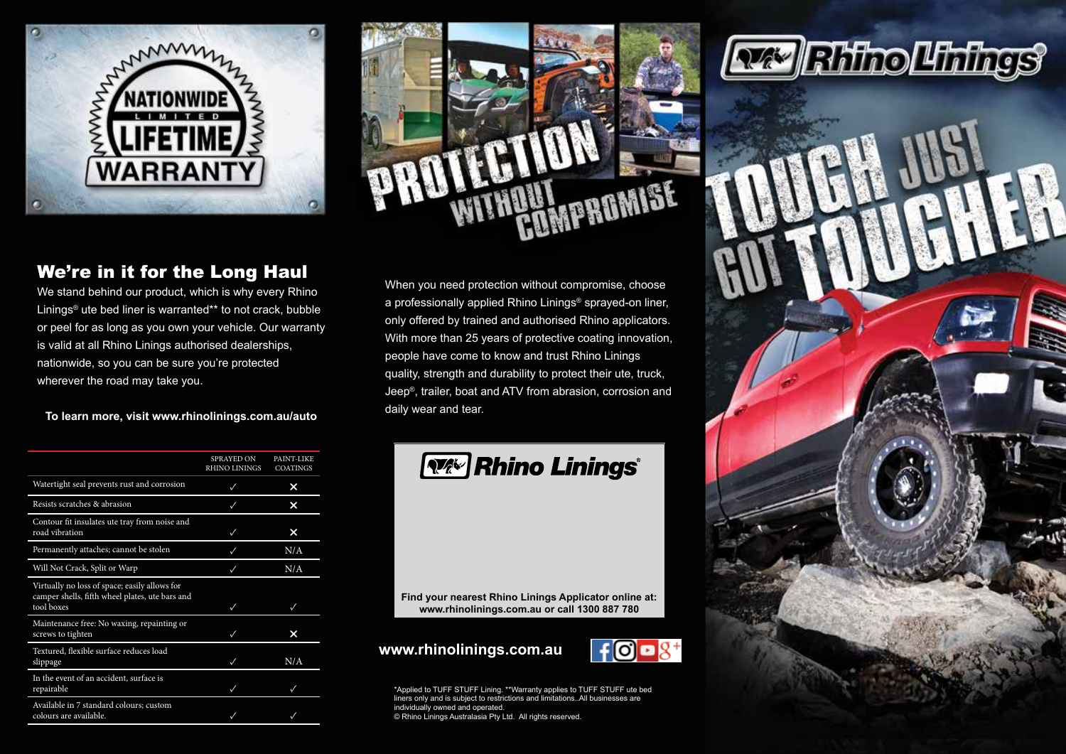NATIONWIDE LIMITED LIFETIME WARRANTY

## We're in it for the Long Haul

We stand behind our product, which is why every Rhino Linings® ute bed liner is warranted** to not crack, bubble or peel for as long as you own your vehicle. Our warranty is valid at all Rhino Linings authorised dealerships, nationwide, so you can be sure you're protected wherever the road may take you.

**To learn more, visit www.rhinolinings.com.au/auto**

| | SPRAYED ON RHINO LININGS | PAINT-LIKE COATINGS |
|---|---|---|
| Watertight seal prevents rust and corrosion | ✓ | ✕ |
| Resists scratches & abrasion | ✓ | ✕ |
| Contour fit insulates ute tray from noise and road vibration | ✓ | ✕ |
| Permanently attaches; cannot be stolen | ✓ | N/A |
| Will Not Crack, Split or Warp | ✓ | N/A |
| Virtually no loss of space; easily allows for camper shells, fifth wheel plates, ute bars and tool boxes | ✓ | ✓ |
| Maintenance free: No waxing, repainting or screws to tighten | ✓ | ✕ |
| Textured, flexible surface reduces load slippage | ✓ | N/A |
| In the event of an accident, surface is repairable | ✓ | ✓ |
| Available in 7 standard colours; custom colours are available. | ✓ | ✓ |

# PROTECTION WITHOUT COMPROMISE

When you need protection without compromise, choose a professionally applied Rhino Linings® sprayed-on liner, only offered by trained and authorised Rhino applicators. With more than 25 years of protective coating innovation, people have come to know and trust Rhino Linings quality, strength and durability to protect their ute, truck, Jeep®, trailer, boat and ATV from abrasion, corrosion and daily wear and tear.

Rhino Linings®

**Find your nearest Rhino Linings Applicator online at: www.rhinolinings.com.au or call 1300 887 780**

**www.rhinolinings.com.au**

*Applied to TUFF STUFF Lining. **Warranty applies to TUFF STUFF ute bed liners only and is subject to restrictions and limitations..All businesses are individually owned and operated.
© Rhino Linings Australasia Pty Ltd. All rights reserved.

# Rhino Linings®

# TOUGH JUST GOT TOUGHER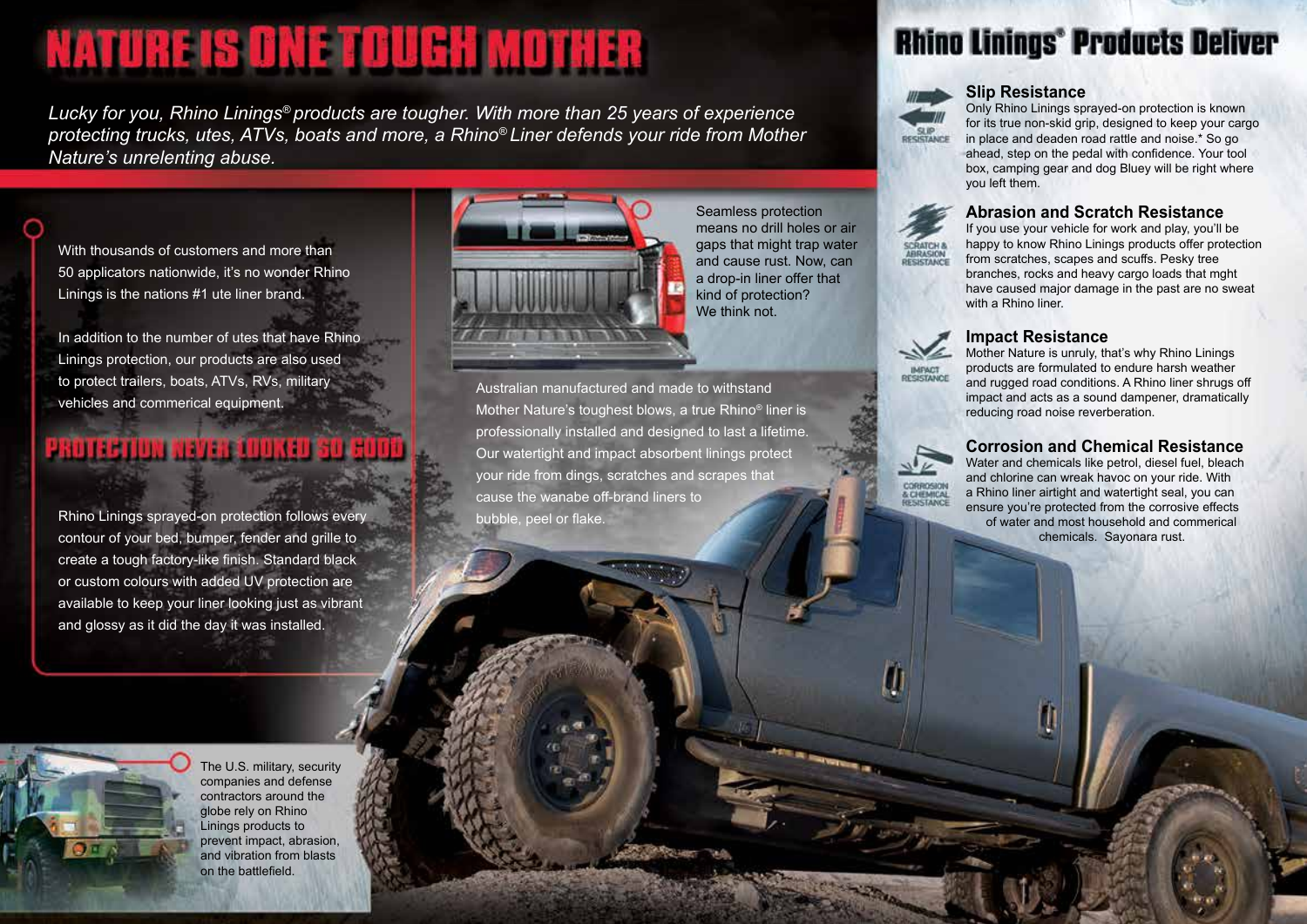# NATURE IS ONE TOUGH MOTHER

*Lucky for you, Rhino Linings® products are tougher. With more than 25 years of experience protecting trucks, utes, ATVs, boats and more, a Rhino® Liner defends your ride from Mother Nature's unrelenting abuse.*

With thousands of customers and more than 50 applicators nationwide, it's no wonder Rhino Linings is the nations #1 ute liner brand.

In addition to the number of utes that have Rhino Linings protection, our products are also used to protect trailers, boats, ATVs, RVs, military vehicles and commerical equipment.

## PROTECTION NEVER LOOKED SO GOOD

Rhino Linings sprayed-on protection follows every contour of your bed, bumper, fender and grille to create a tough factory-like finish. Standard black or custom colours with added UV protection are available to keep your liner looking just as vibrant and glossy as it did the day it was installed.

Seamless protection means no drill holes or air gaps that might trap water and cause rust. Now, can a drop-in liner offer that kind of protection? We think not.

Australian manufactured and made to withstand Mother Nature's toughest blows, a true Rhino® liner is professionally installed and designed to last a lifetime. Our watertight and impact absorbent linings protect your ride from dings, scratches and scrapes that cause the wanabe off-brand liners to bubble, peel or flake.

The U.S. military, security companies and defense contractors around the globe rely on Rhino Linings products to prevent impact, abrasion, and vibration from blasts on the battlefield.

# Rhino Linings® Products Deliver

SLIP RESISTANCE

### Slip Resistance

Only Rhino Linings sprayed-on protection is known for its true non-skid grip, designed to keep your cargo in place and deaden road rattle and noise.* So go ahead, step on the pedal with confidence. Your tool box, camping gear and dog Bluey will be right where you left them.

SCRATCH & ABRASION RESISTANCE

### Abrasion and Scratch Resistance

If you use your vehicle for work and play, you'll be happy to know Rhino Linings products offer protection from scratches, scapes and scuffs. Pesky tree branches, rocks and heavy cargo loads that mght have caused major damage in the past are no sweat with a Rhino liner.

IMPACT RESISTANCE

### Impact Resistance

Mother Nature is unruly, that's why Rhino Linings products are formulated to endure harsh weather and rugged road conditions. A Rhino liner shrugs off impact and acts as a sound dampener, dramatically reducing road noise reverberation.

CORROSION & CHEMICAL RESISTANCE

### Corrosion and Chemical Resistance

Water and chemicals like petrol, diesel fuel, bleach and chlorine can wreak havoc on your ride. With a Rhino liner airtight and watertight seal, you can ensure you're protected from the corrosive effects of water and most household and commerical chemicals. Sayonara rust.